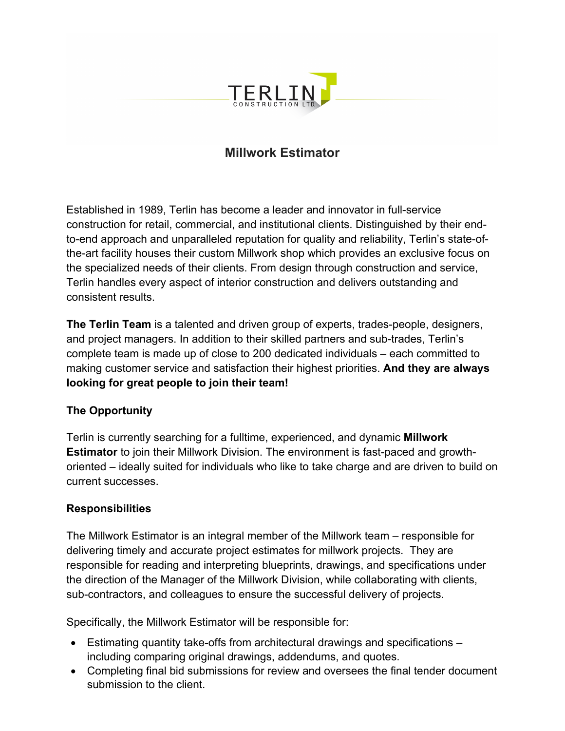TERLIN CONSTRUCTION LTD.

# Millwork Estimator

Established in 1989, Terlin has become a leader and innovator in full-service construction for retail, commercial, and institutional clients. Distinguished by their end-to-end approach and unparalleled reputation for quality and reliability, Terlin's state-of-the-art facility houses their custom Millwork shop which provides an exclusive focus on the specialized needs of their clients. From design through construction and service, Terlin handles every aspect of interior construction and delivers outstanding and consistent results.

**The Terlin Team** is a talented and driven group of experts, trades-people, designers, and project managers. In addition to their skilled partners and sub-trades, Terlin's complete team is made up of close to 200 dedicated individuals – each committed to making customer service and satisfaction their highest priorities. **And they are always looking for great people to join their team!**

## The Opportunity

Terlin is currently searching for a fulltime, experienced, and dynamic **Millwork Estimator** to join their Millwork Division. The environment is fast-paced and growth-oriented – ideally suited for individuals who like to take charge and are driven to build on current successes.

## Responsibilities

The Millwork Estimator is an integral member of the Millwork team – responsible for delivering timely and accurate project estimates for millwork projects. They are responsible for reading and interpreting blueprints, drawings, and specifications under the direction of the Manager of the Millwork Division, while collaborating with clients, sub-contractors, and colleagues to ensure the successful delivery of projects.

Specifically, the Millwork Estimator will be responsible for:

- Estimating quantity take-offs from architectural drawings and specifications – including comparing original drawings, addendums, and quotes.
- Completing final bid submissions for review and oversees the final tender document submission to the client.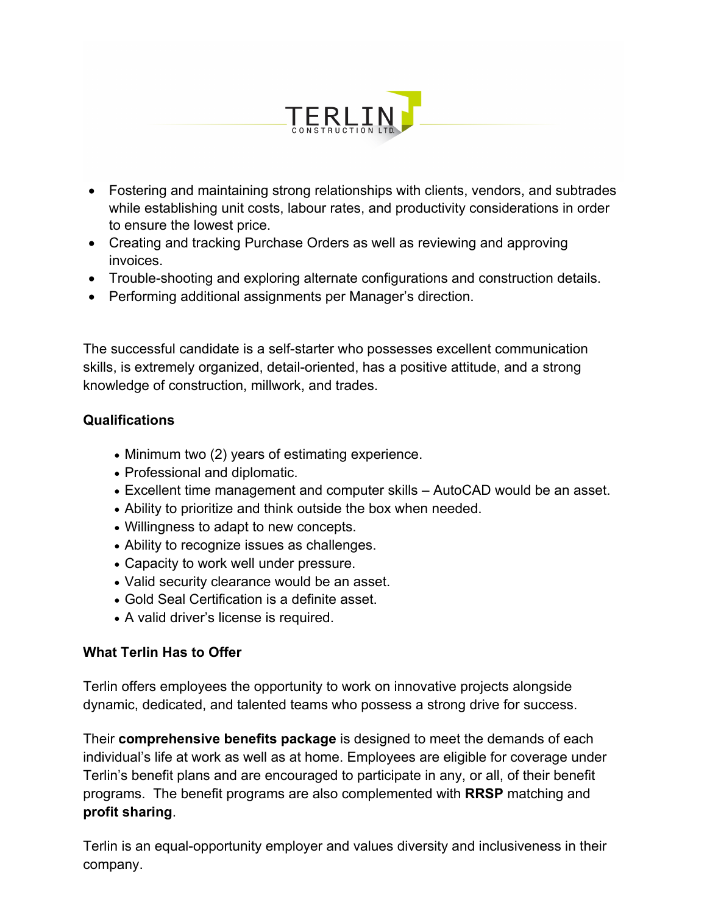- Fostering and maintaining strong relationships with clients, vendors, and subtrades while establishing unit costs, labour rates, and productivity considerations in order to ensure the lowest price.
- Creating and tracking Purchase Orders as well as reviewing and approving invoices.
- Trouble-shooting and exploring alternate configurations and construction details.
- Performing additional assignments per Manager's direction.

The successful candidate is a self-starter who possesses excellent communication skills, is extremely organized, detail-oriented, has a positive attitude, and a strong knowledge of construction, millwork, and trades.

**Qualifications**

- Minimum two (2) years of estimating experience.
- Professional and diplomatic.
- Excellent time management and computer skills – AutoCAD would be an asset.
- Ability to prioritize and think outside the box when needed.
- Willingness to adapt to new concepts.
- Ability to recognize issues as challenges.
- Capacity to work well under pressure.
- Valid security clearance would be an asset.
- Gold Seal Certification is a definite asset.
- A valid driver's license is required.

**What Terlin Has to Offer**

Terlin offers employees the opportunity to work on innovative projects alongside dynamic, dedicated, and talented teams who possess a strong drive for success.

Their **comprehensive benefits package** is designed to meet the demands of each individual's life at work as well as at home. Employees are eligible for coverage under Terlin's benefit plans and are encouraged to participate in any, or all, of their benefit programs. The benefit programs are also complemented with **RRSP** matching and **profit sharing**.

Terlin is an equal-opportunity employer and values diversity and inclusiveness in their company.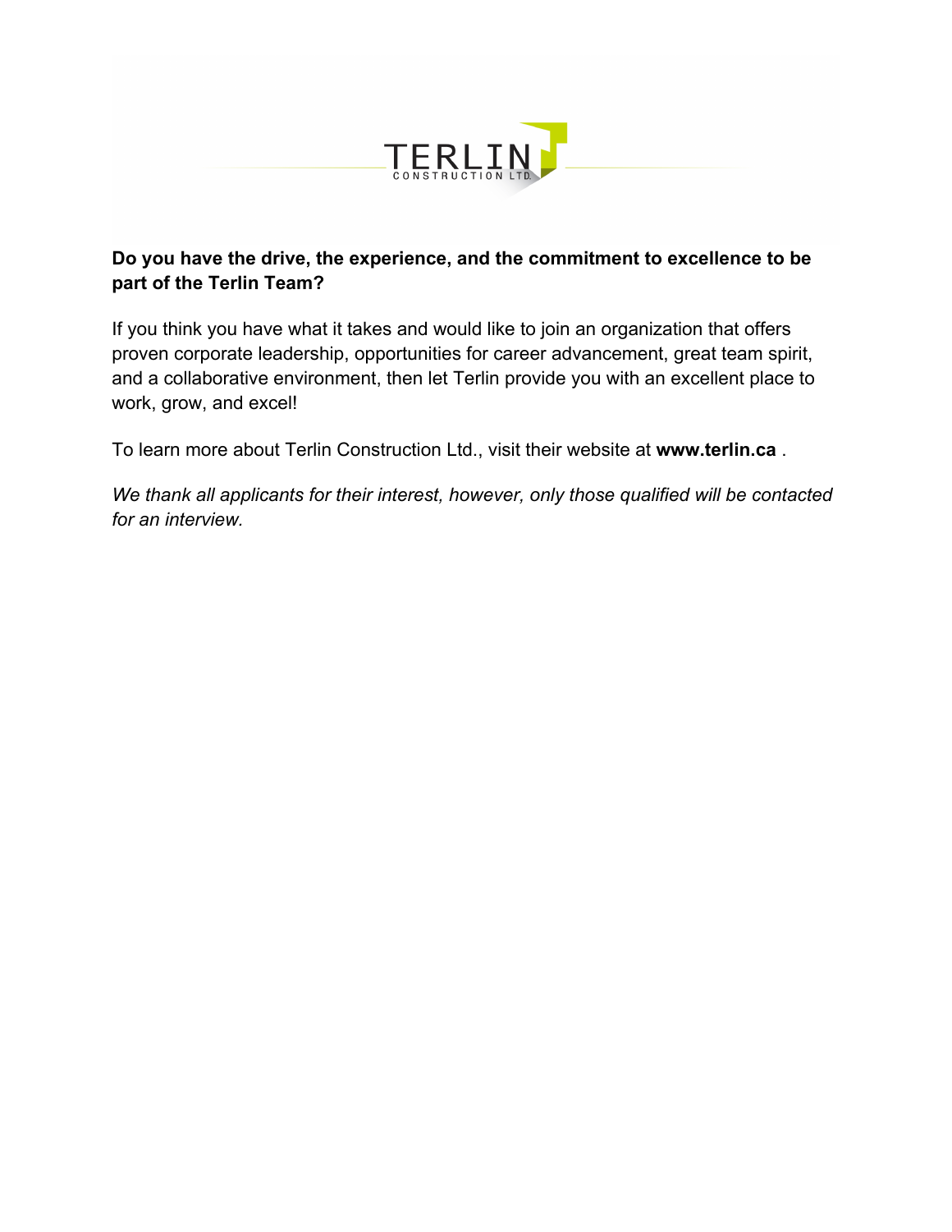**Do you have the drive, the experience, and the commitment to excellence to be part of the Terlin Team?**

If you think you have what it takes and would like to join an organization that offers proven corporate leadership, opportunities for career advancement, great team spirit, and a collaborative environment, then let Terlin provide you with an excellent place to work, grow, and excel!

To learn more about Terlin Construction Ltd., visit their website at **www.terlin.ca** .

*We thank all applicants for their interest, however, only those qualified will be contacted for an interview.*